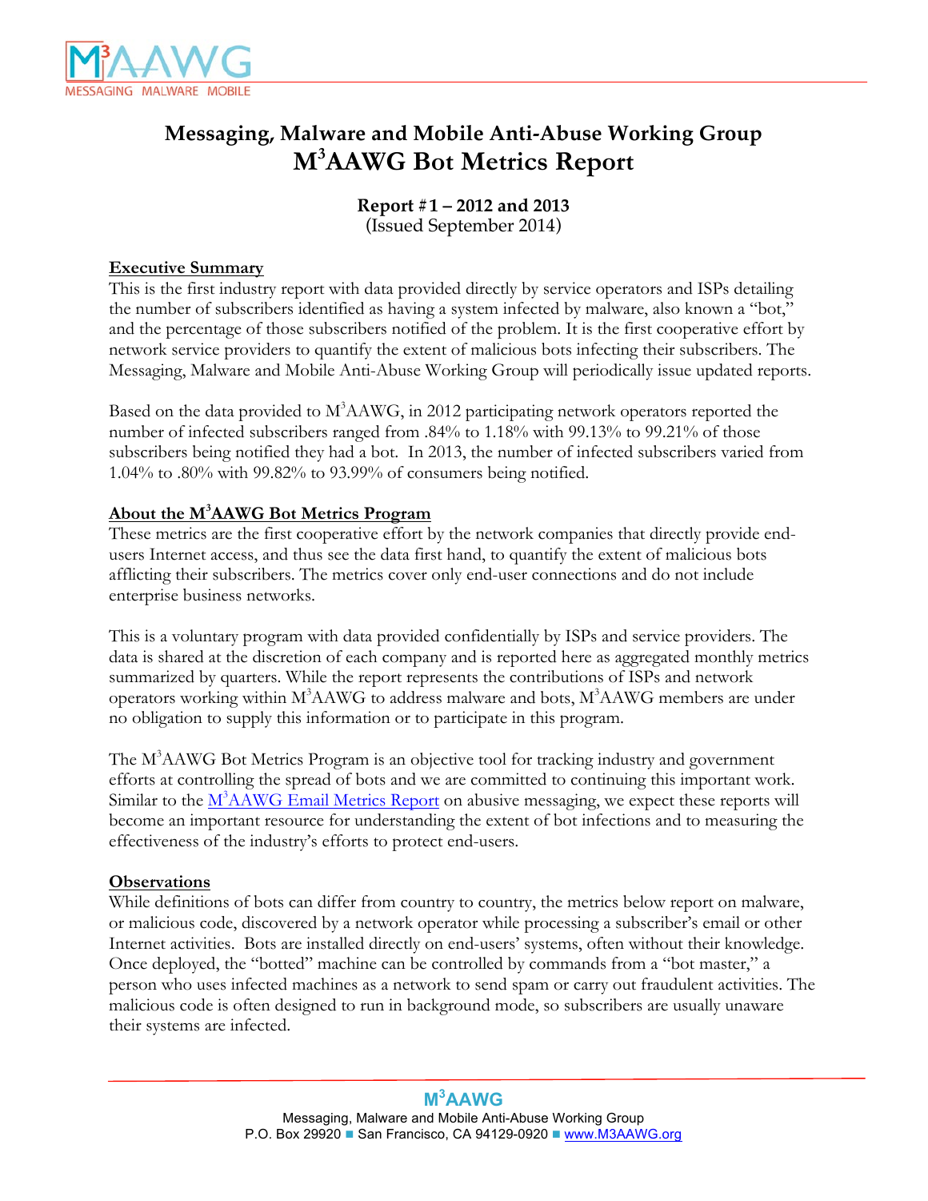# Messaging, Malware and Mobile Anti-Abuse Working Group
# M$^3$AAWG Bot Metrics Report

**Report #1 – 2012 and 2013**
(Issued September 2014)

## Executive Summary

This is the first industry report with data provided directly by service operators and ISPs detailing the number of subscribers identified as having a system infected by malware, also known a "bot," and the percentage of those subscribers notified of the problem. It is the first cooperative effort by network service providers to quantify the extent of malicious bots infecting their subscribers. The Messaging, Malware and Mobile Anti-Abuse Working Group will periodically issue updated reports.

Based on the data provided to M$^3$AAWG, in 2012 participating network operators reported the number of infected subscribers ranged from .84% to 1.18% with 99.13% to 99.21% of those subscribers being notified they had a bot. In 2013, the number of infected subscribers varied from 1.04% to .80% with 99.82% to 93.99% of consumers being notified.

## About the M$^3$AAWG Bot Metrics Program

These metrics are the first cooperative effort by the network companies that directly provide end-users Internet access, and thus see the data first hand, to quantify the extent of malicious bots afflicting their subscribers. The metrics cover only end-user connections and do not include enterprise business networks.

This is a voluntary program with data provided confidentially by ISPs and service providers. The data is shared at the discretion of each company and is reported here as aggregated monthly metrics summarized by quarters. While the report represents the contributions of ISPs and network operators working within M$^3$AAWG to address malware and bots, M$^3$AAWG members are under no obligation to supply this information or to participate in this program.

The M$^3$AAWG Bot Metrics Program is an objective tool for tracking industry and government efforts at controlling the spread of bots and we are committed to continuing this important work. Similar to the M$^3$AAWG Email Metrics Report on abusive messaging, we expect these reports will become an important resource for understanding the extent of bot infections and to measuring the effectiveness of the industry's efforts to protect end-users.

## Observations

While definitions of bots can differ from country to country, the metrics below report on malware, or malicious code, discovered by a network operator while processing a subscriber's email or other Internet activities. Bots are installed directly on end-users' systems, often without their knowledge. Once deployed, the "botted" machine can be controlled by commands from a "bot master," a person who uses infected machines as a network to send spam or carry out fraudulent activities. The malicious code is often designed to run in background mode, so subscribers are usually unaware their systems are infected.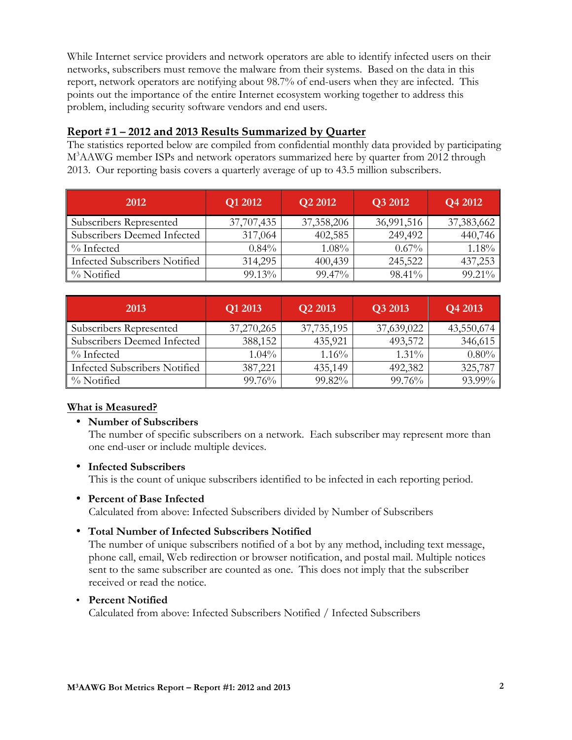While Internet service providers and network operators are able to identify infected users on their networks, subscribers must remove the malware from their systems. Based on the data in this report, network operators are notifying about 98.7% of end-users when they are infected. This points out the importance of the entire Internet ecosystem working together to address this problem, including security software vendors and end users.

## Report #1 – 2012 and 2013 Results Summarized by Quarter

The statistics reported below are compiled from confidential monthly data provided by participating M[3]AAWG member ISPs and network operators summarized here by quarter from 2012 through 2013. Our reporting basis covers a quarterly average of up to 43.5 million subscribers.

| 2012 | Q1 2012 | Q2 2012 | Q3 2012 | Q4 2012 |
|---|---|---|---|---|
| Subscribers Represented | 37,707,435 | 37,358,206 | 36,991,516 | 37,383,662 |
| Subscribers Deemed Infected | 317,064 | 402,585 | 249,492 | 440,746 |
| % Infected | 0.84% | 1.08% | 0.67% | 1.18% |
| Infected Subscribers Notified | 314,295 | 400,439 | 245,522 | 437,253 |
| % Notified | 99.13% | 99.47% | 98.41% | 99.21% |

| 2013 | Q1 2013 | Q2 2013 | Q3 2013 | Q4 2013 |
|---|---|---|---|---|
| Subscribers Represented | 37,270,265 | 37,735,195 | 37,639,022 | 43,550,674 |
| Subscribers Deemed Infected | 388,152 | 435,921 | 493,572 | 346,615 |
| % Infected | 1.04% | 1.16% | 1.31% | 0.80% |
| Infected Subscribers Notified | 387,221 | 435,149 | 492,382 | 325,787 |
| % Notified | 99.76% | 99.82% | 99.76% | 93.99% |

### What is Measured?

- **Number of Subscribers**
  The number of specific subscribers on a network. Each subscriber may represent more than one end-user or include multiple devices.
- **Infected Subscribers**
  This is the count of unique subscribers identified to be infected in each reporting period.
- **Percent of Base Infected**
  Calculated from above: Infected Subscribers divided by Number of Subscribers
- **Total Number of Infected Subscribers Notified**
  The number of unique subscribers notified of a bot by any method, including text message, phone call, email, Web redirection or browser notification, and postal mail. Multiple notices sent to the same subscriber are counted as one. This does not imply that the subscriber received or read the notice.
- **Percent Notified**
  Calculated from above: Infected Subscribers Notified / Infected Subscribers